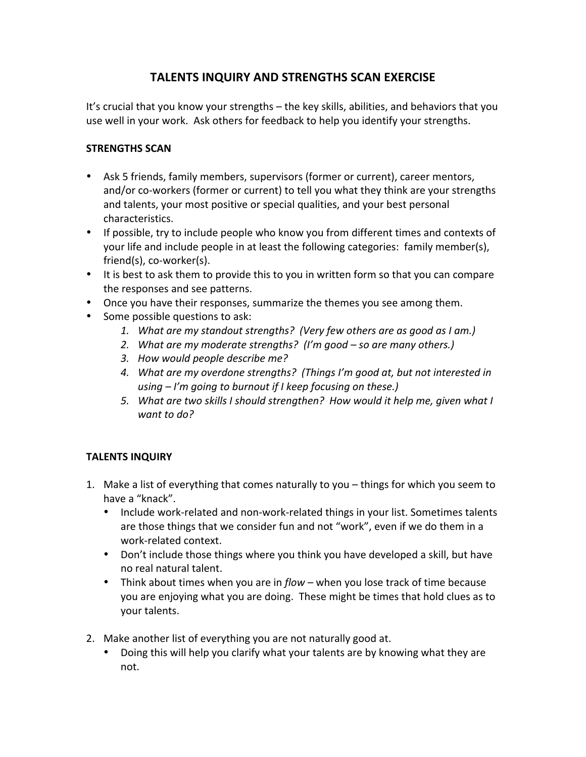# TALENTS INQUIRY AND STRENGTHS SCAN EXERCISE

It's crucial that you know your strengths – the key skills, abilities, and behaviors that you use well in your work. Ask others for feedback to help you identify your strengths.

## STRENGTHS SCAN

- Ask 5 friends, family members, supervisors (former or current), career mentors, and/or co-workers (former or current) to tell you what they think are your strengths and talents, your most positive or special qualities, and your best personal characteristics.
- If possible, try to include people who know you from different times and contexts of your life and include people in at least the following categories: family member(s), friend(s), co-worker(s).
- It is best to ask them to provide this to you in written form so that you can compare the responses and see patterns.
- Once you have their responses, summarize the themes you see among them.
- Some possible questions to ask:
    1. *What are my standout strengths? (Very few others are as good as I am.)*
    2. *What are my moderate strengths? (I'm good – so are many others.)*
    3. *How would people describe me?*
    4. *What are my overdone strengths? (Things I'm good at, but not interested in using – I'm going to burnout if I keep focusing on these.)*
    5. *What are two skills I should strengthen? How would it help me, given what I want to do?*

## TALENTS INQUIRY

1. Make a list of everything that comes naturally to you – things for which you seem to have a "knack".
    - Include work-related and non-work-related things in your list. Sometimes talents are those things that we consider fun and not "work", even if we do them in a work-related context.
    - Don't include those things where you think you have developed a skill, but have no real natural talent.
    - Think about times when you are in *flow* – when you lose track of time because you are enjoying what you are doing. These might be times that hold clues as to your talents.

2. Make another list of everything you are not naturally good at.
    - Doing this will help you clarify what your talents are by knowing what they are not.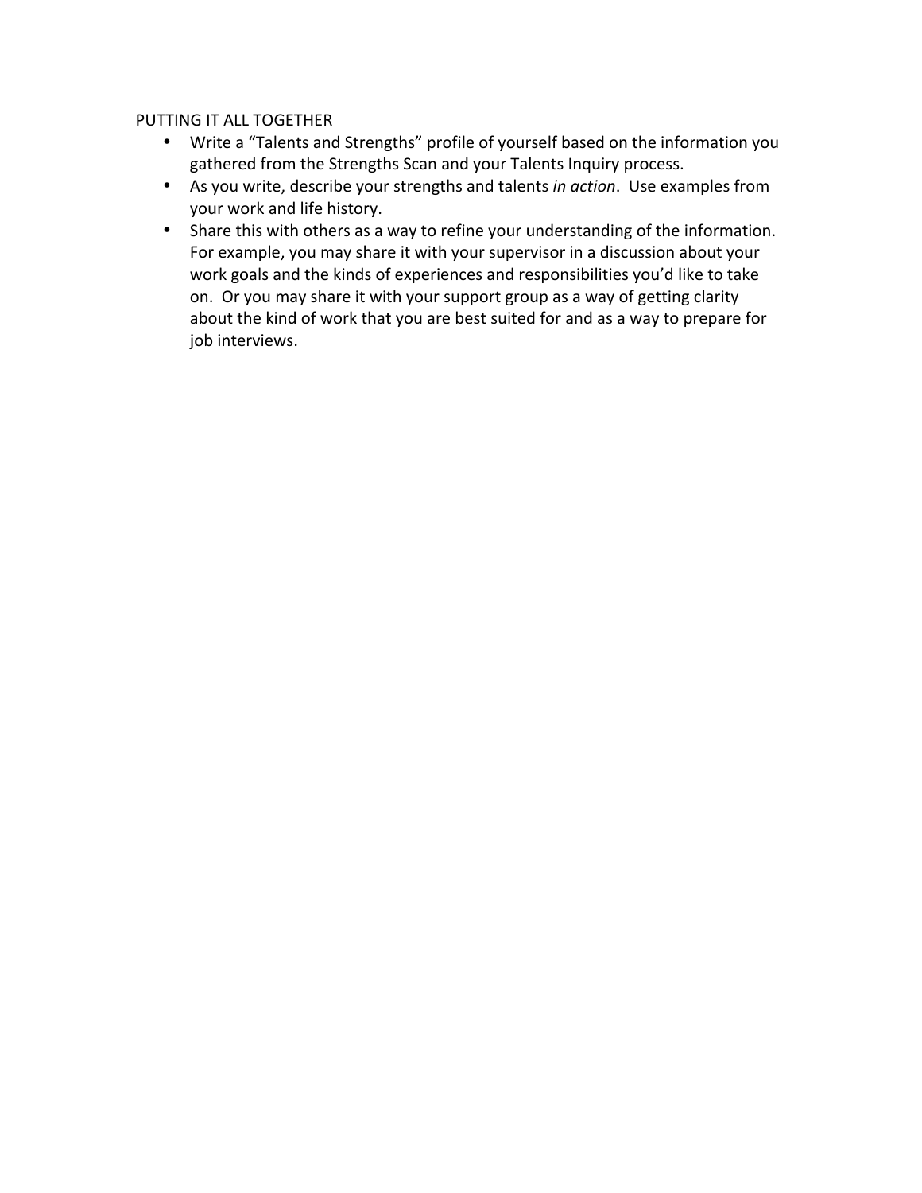## PUTTING IT ALL TOGETHER

- Write a "Talents and Strengths" profile of yourself based on the information you gathered from the Strengths Scan and your Talents Inquiry process.
- As you write, describe your strengths and talents *in action*. Use examples from your work and life history.
- Share this with others as a way to refine your understanding of the information. For example, you may share it with your supervisor in a discussion about your work goals and the kinds of experiences and responsibilities you'd like to take on. Or you may share it with your support group as a way of getting clarity about the kind of work that you are best suited for and as a way to prepare for job interviews.